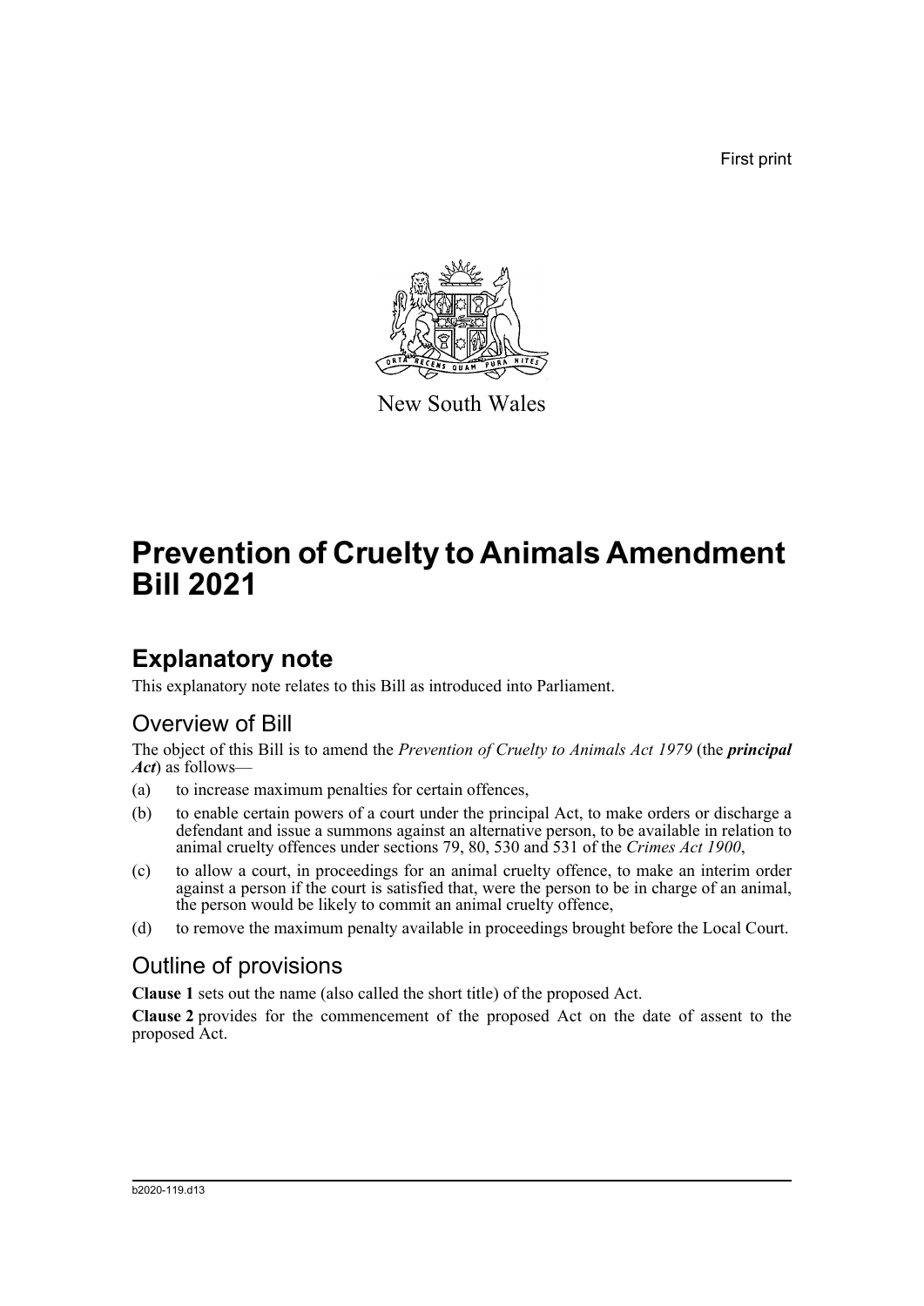First print

New South Wales

# Prevention of Cruelty to Animals Amendment Bill 2021

## Explanatory note

This explanatory note relates to this Bill as introduced into Parliament.

### Overview of Bill

The object of this Bill is to amend the *Prevention of Cruelty to Animals Act 1979* (the ***principal Act***) as follows—

(a) to increase maximum penalties for certain offences,

(b) to enable certain powers of a court under the principal Act, to make orders or discharge a defendant and issue a summons against an alternative person, to be available in relation to animal cruelty offences under sections 79, 80, 530 and 531 of the *Crimes Act 1900*,

(c) to allow a court, in proceedings for an animal cruelty offence, to make an interim order against a person if the court is satisfied that, were the person to be in charge of an animal, the person would be likely to commit an animal cruelty offence,

(d) to remove the maximum penalty available in proceedings brought before the Local Court.

### Outline of provisions

**Clause 1** sets out the name (also called the short title) of the proposed Act.

**Clause 2** provides for the commencement of the proposed Act on the date of assent to the proposed Act.

b2020-119.d13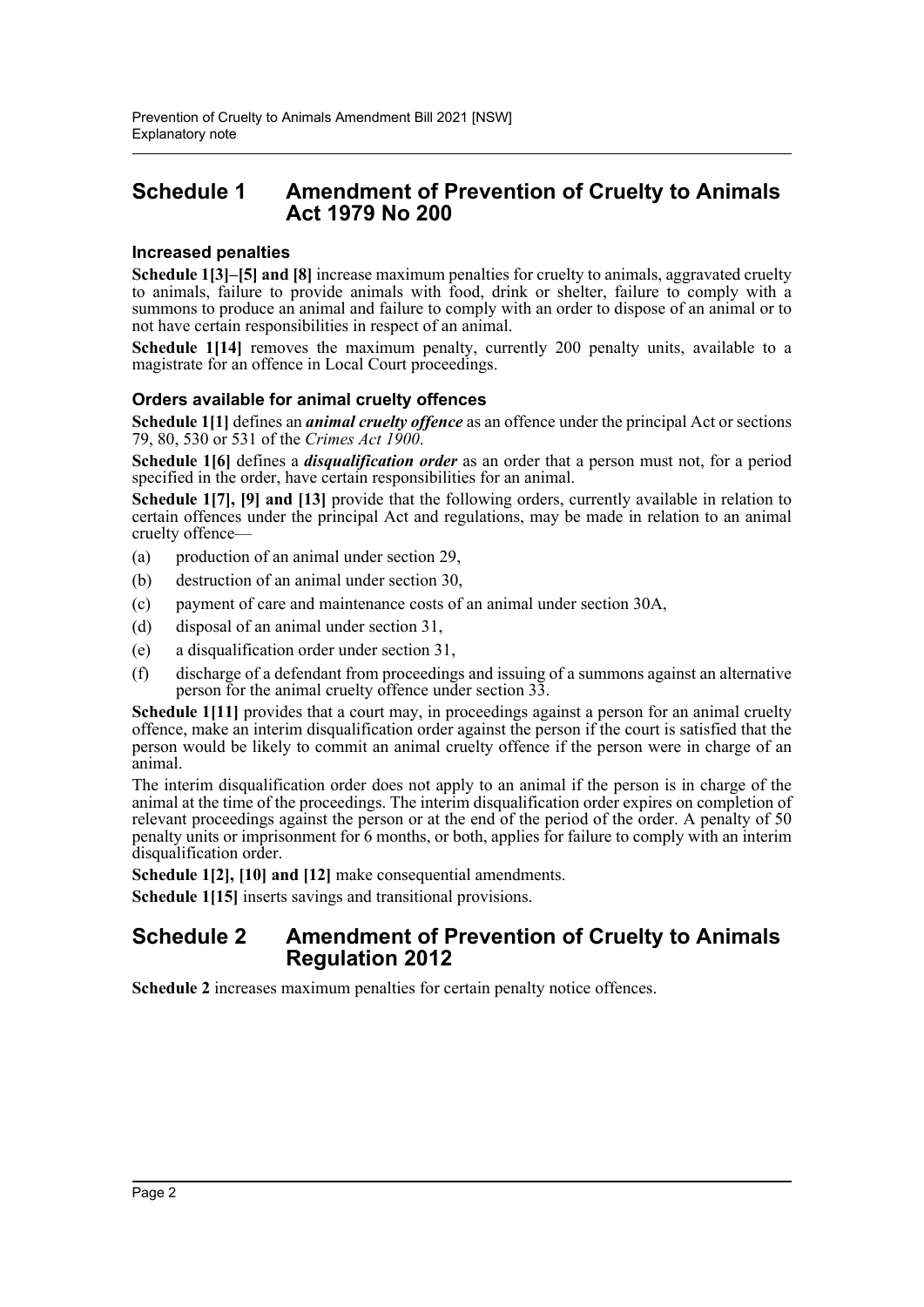## Schedule 1 Amendment of Prevention of Cruelty to Animals Act 1979 No 200

### Increased penalties

**Schedule 1[3]–[5] and [8]** increase maximum penalties for cruelty to animals, aggravated cruelty to animals, failure to provide animals with food, drink or shelter, failure to comply with a summons to produce an animal and failure to comply with an order to dispose of an animal or to not have certain responsibilities in respect of an animal.

**Schedule 1[14]** removes the maximum penalty, currently 200 penalty units, available to a magistrate for an offence in Local Court proceedings.

### Orders available for animal cruelty offences

**Schedule 1[1]** defines an ***animal cruelty offence*** as an offence under the principal Act or sections 79, 80, 530 or 531 of the *Crimes Act 1900*.

**Schedule 1[6]** defines a ***disqualification order*** as an order that a person must not, for a period specified in the order, have certain responsibilities for an animal.

**Schedule 1[7], [9] and [13]** provide that the following orders, currently available in relation to certain offences under the principal Act and regulations, may be made in relation to an animal cruelty offence—

- (a) production of an animal under section 29,
- (b) destruction of an animal under section 30,
- (c) payment of care and maintenance costs of an animal under section 30A,
- (d) disposal of an animal under section 31,
- (e) a disqualification order under section 31,
- (f) discharge of a defendant from proceedings and issuing of a summons against an alternative person for the animal cruelty offence under section 33.

**Schedule 1[11]** provides that a court may, in proceedings against a person for an animal cruelty offence, make an interim disqualification order against the person if the court is satisfied that the person would be likely to commit an animal cruelty offence if the person were in charge of an animal.

The interim disqualification order does not apply to an animal if the person is in charge of the animal at the time of the proceedings. The interim disqualification order expires on completion of relevant proceedings against the person or at the end of the period of the order. A penalty of 50 penalty units or imprisonment for 6 months, or both, applies for failure to comply with an interim disqualification order.

**Schedule 1[2], [10] and [12]** make consequential amendments.

**Schedule 1[15]** inserts savings and transitional provisions.

## Schedule 2 Amendment of Prevention of Cruelty to Animals Regulation 2012

**Schedule 2** increases maximum penalties for certain penalty notice offences.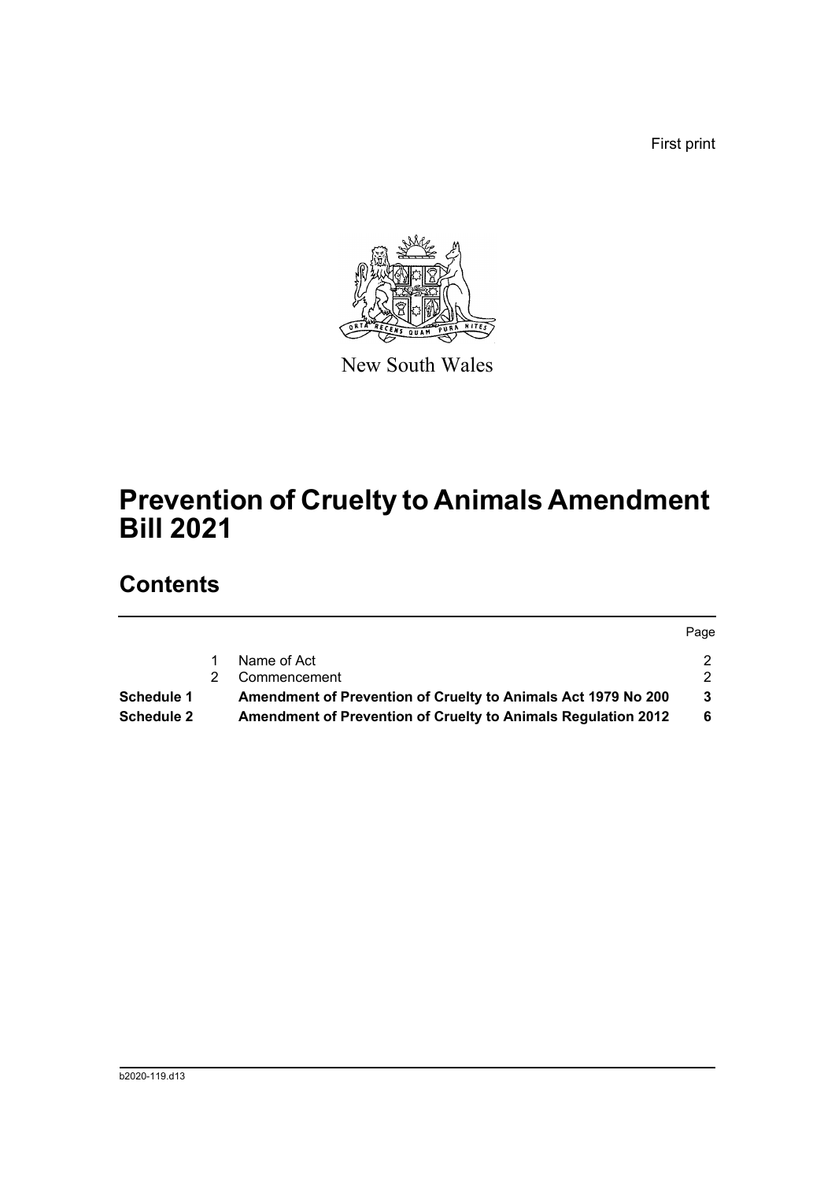First print

New South Wales

# Prevention of Cruelty to Animals Amendment Bill 2021

## Contents

| | | | Page |
|---|---|---|---|
| | 1 | Name of Act | 2 |
| | 2 | Commencement | 2 |
| **Schedule 1** | | **Amendment of Prevention of Cruelty to Animals Act 1979 No 200** | **3** |
| **Schedule 2** | | **Amendment of Prevention of Cruelty to Animals Regulation 2012** | **6** |

b2020-119.d13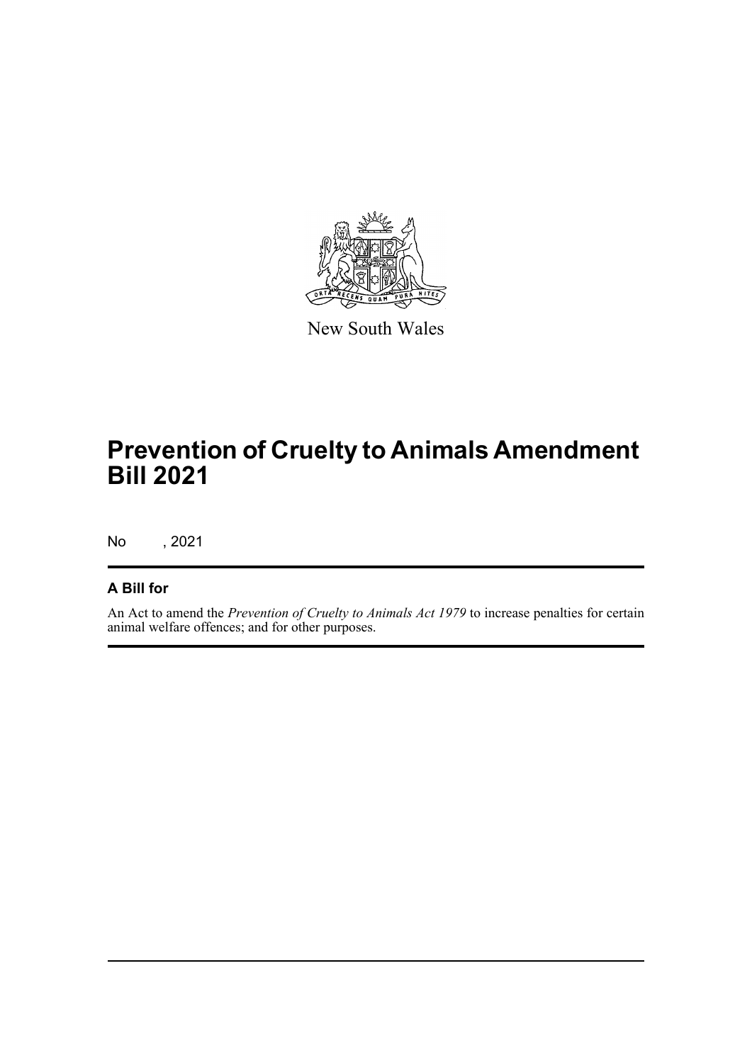New South Wales

# Prevention of Cruelty to Animals Amendment Bill 2021

No , 2021

## A Bill for

An Act to amend the *Prevention of Cruelty to Animals Act 1979* to increase penalties for certain animal welfare offences; and for other purposes.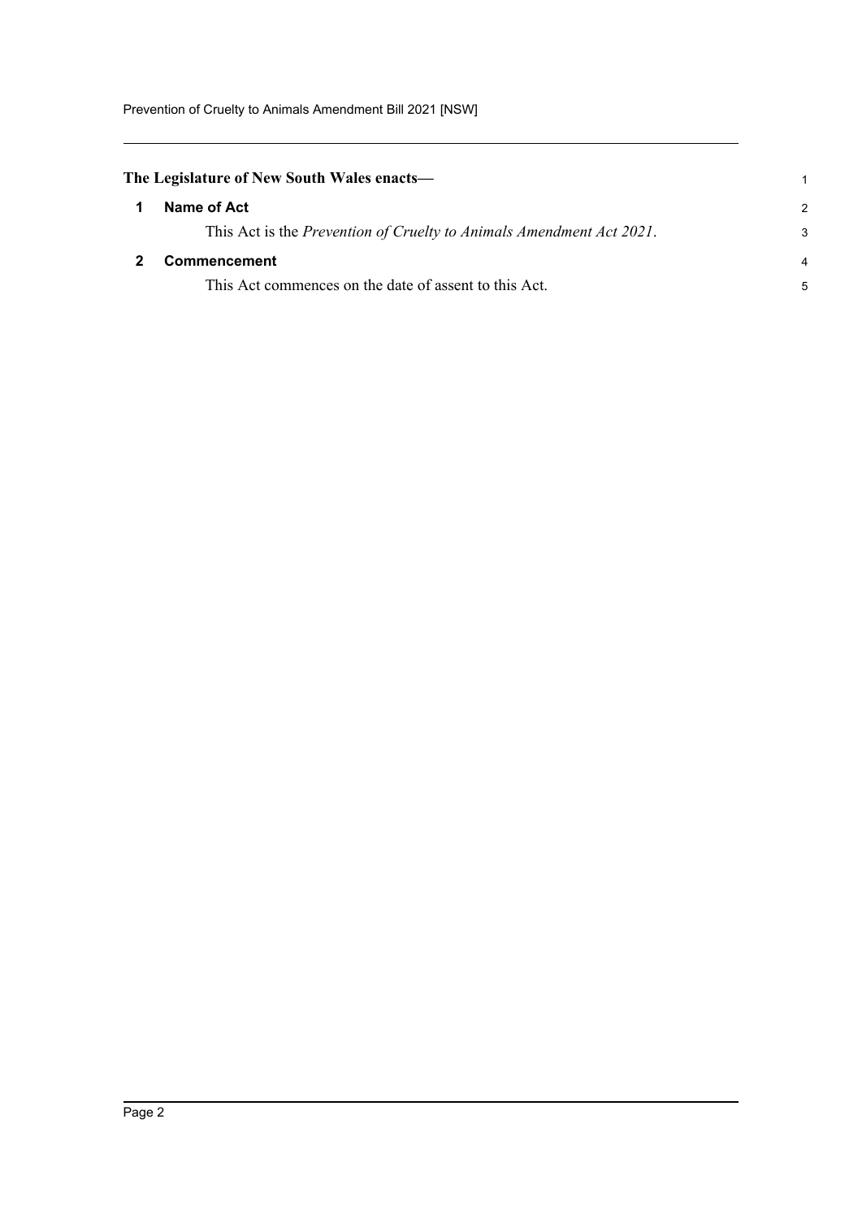**The Legislature of New South Wales enacts—**

## 1 Name of Act

This Act is the *Prevention of Cruelty to Animals Amendment Act 2021*.

## 2 Commencement

This Act commences on the date of assent to this Act.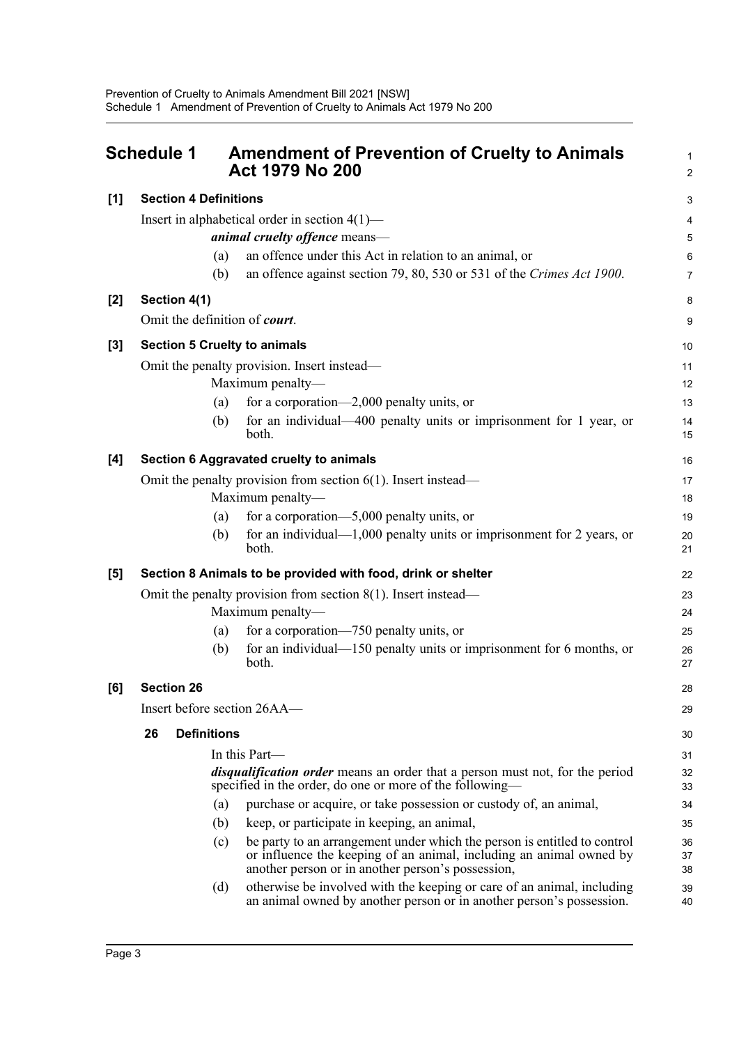## Schedule 1 Amendment of Prevention of Cruelty to Animals Act 1979 No 200

**[1] Section 4 Definitions**

Insert in alphabetical order in section 4(1)—

***animal cruelty offence*** means—

(a) an offence under this Act in relation to an animal, or

(b) an offence against section 79, 80, 530 or 531 of the *Crimes Act 1900*.

**[2] Section 4(1)**

Omit the definition of ***court***.

**[3] Section 5 Cruelty to animals**

Omit the penalty provision. Insert instead—

Maximum penalty—

(a) for a corporation—2,000 penalty units, or

(b) for an individual—400 penalty units or imprisonment for 1 year, or both.

**[4] Section 6 Aggravated cruelty to animals**

Omit the penalty provision from section 6(1). Insert instead—

Maximum penalty—

(a) for a corporation—5,000 penalty units, or

(b) for an individual—1,000 penalty units or imprisonment for 2 years, or both.

**[5] Section 8 Animals to be provided with food, drink or shelter**

Omit the penalty provision from section 8(1). Insert instead—

Maximum penalty—

(a) for a corporation—750 penalty units, or

(b) for an individual—150 penalty units or imprisonment for 6 months, or both.

**[6] Section 26**

Insert before section 26AA—

**26 Definitions**

In this Part—

***disqualification order*** means an order that a person must not, for the period specified in the order, do one or more of the following—

(a) purchase or acquire, or take possession or custody of, an animal,

(b) keep, or participate in keeping, an animal,

(c) be party to an arrangement under which the person is entitled to control or influence the keeping of an animal, including an animal owned by another person or in another person's possession,

(d) otherwise be involved with the keeping or care of an animal, including an animal owned by another person or in another person's possession.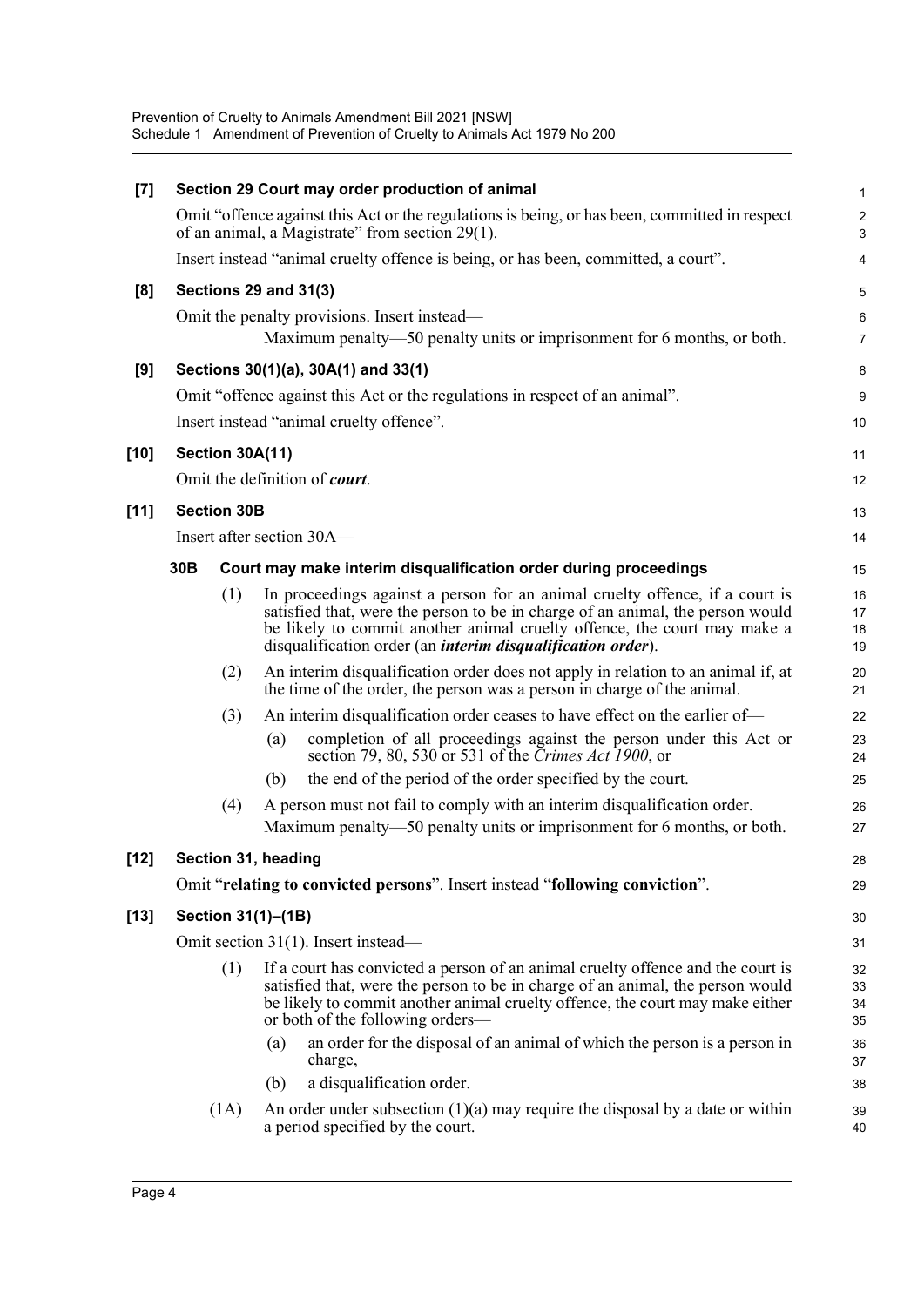**[7] Section 29 Court may order production of animal**

Omit "offence against this Act or the regulations is being, or has been, committed in respect of an animal, a Magistrate" from section 29(1).

Insert instead "animal cruelty offence is being, or has been, committed, a court".

**[8] Sections 29 and 31(3)**

Omit the penalty provisions. Insert instead—

Maximum penalty—50 penalty units or imprisonment for 6 months, or both.

**[9] Sections 30(1)(a), 30A(1) and 33(1)**

Omit "offence against this Act or the regulations in respect of an animal".

Insert instead "animal cruelty offence".

**[10] Section 30A(11)**

Omit the definition of ***court***.

**[11] Section 30B**

Insert after section 30A—

**30B Court may make interim disqualification order during proceedings**

(1) In proceedings against a person for an animal cruelty offence, if a court is satisfied that, were the person to be in charge of an animal, the person would be likely to commit another animal cruelty offence, the court may make a disqualification order (an ***interim disqualification order***).

(2) An interim disqualification order does not apply in relation to an animal if, at the time of the order, the person was a person in charge of the animal.

(3) An interim disqualification order ceases to have effect on the earlier of—

(a) completion of all proceedings against the person under this Act or section 79, 80, 530 or 531 of the *Crimes Act 1900*, or

(b) the end of the period of the order specified by the court.

(4) A person must not fail to comply with an interim disqualification order.

Maximum penalty—50 penalty units or imprisonment for 6 months, or both.

**[12] Section 31, heading**

Omit "**relating to convicted persons**". Insert instead "**following conviction**".

**[13] Section 31(1)–(1B)**

Omit section 31(1). Insert instead—

(1) If a court has convicted a person of an animal cruelty offence and the court is satisfied that, were the person to be in charge of an animal, the person would be likely to commit another animal cruelty offence, the court may make either or both of the following orders—

(a) an order for the disposal of an animal of which the person is a person in charge,

(b) a disqualification order.

(1A) An order under subsection (1)(a) may require the disposal by a date or within a period specified by the court.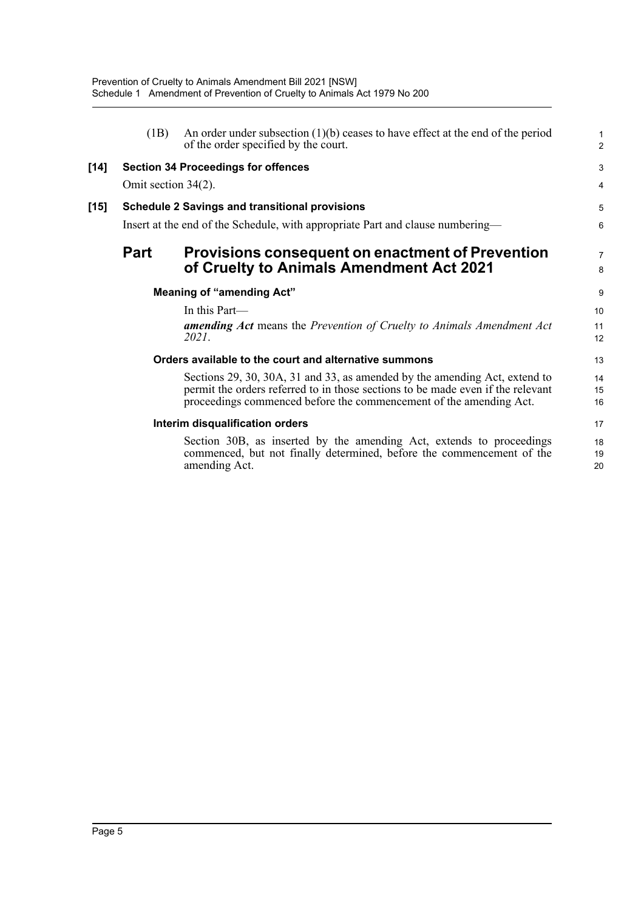(1B) An order under subsection (1)(b) ceases to have effect at the end of the period of the order specified by the court.

**[14] Section 34 Proceedings for offences**

Omit section 34(2).

**[15] Schedule 2 Savings and transitional provisions**

Insert at the end of the Schedule, with appropriate Part and clause numbering—

## Part Provisions consequent on enactment of Prevention of Cruelty to Animals Amendment Act 2021

### Meaning of "amending Act"

In this Part—

***amending Act*** means the *Prevention of Cruelty to Animals Amendment Act 2021*.

### Orders available to the court and alternative summons

Sections 29, 30, 30A, 31 and 33, as amended by the amending Act, extend to permit the orders referred to in those sections to be made even if the relevant proceedings commenced before the commencement of the amending Act.

### Interim disqualification orders

Section 30B, as inserted by the amending Act, extends to proceedings commenced, but not finally determined, before the commencement of the amending Act.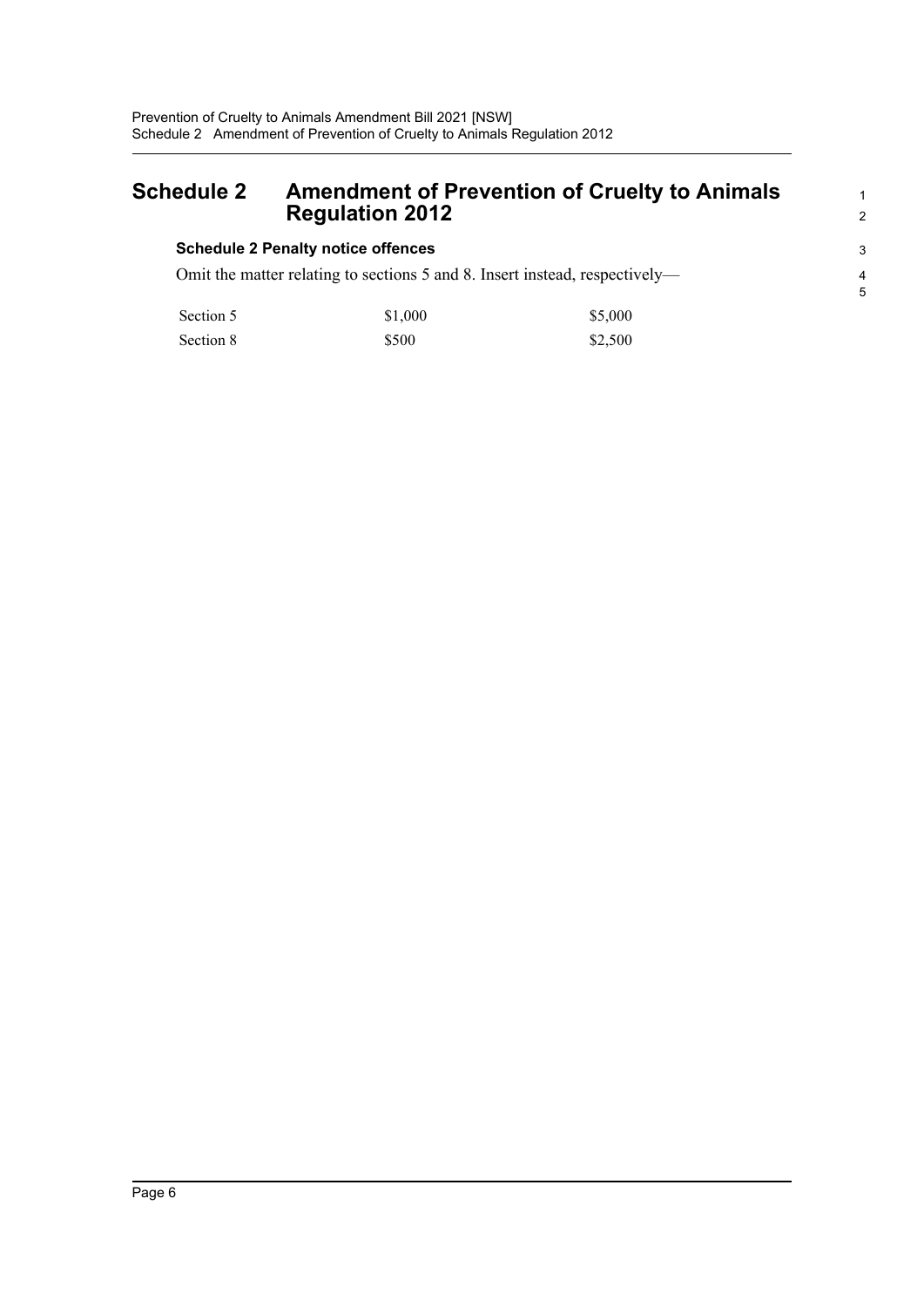# Schedule 2 Amendment of Prevention of Cruelty to Animals Regulation 2012

### Schedule 2 Penalty notice offences

Omit the matter relating to sections 5 and 8. Insert instead, respectively—

| | | |
|---|---|---|
| Section 5 | $1,000 | $5,000 |
| Section 8 | $500 | $2,500 |